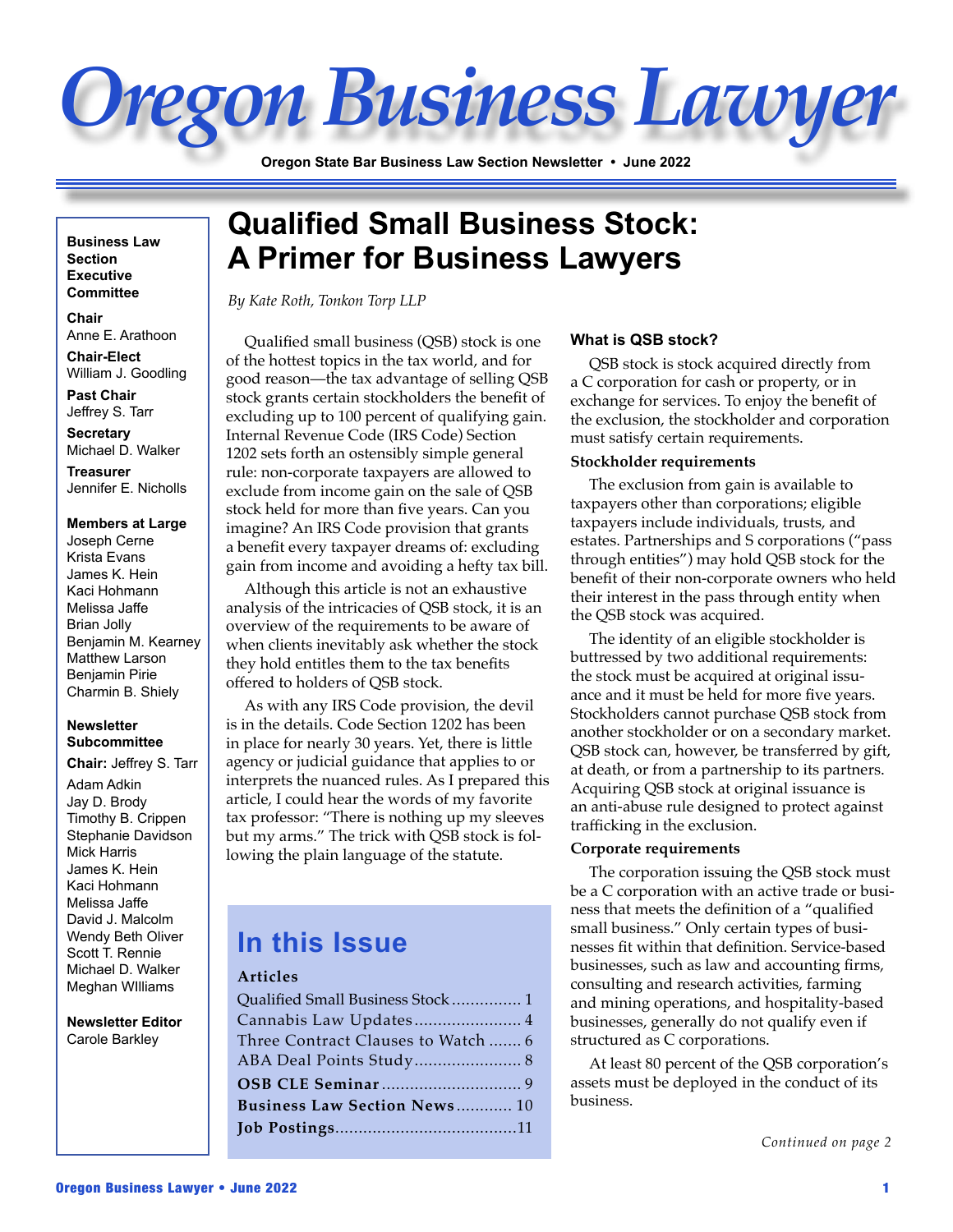# Oregon Business Lawyer

**Oregon State Bar Business Law Section Newsletter • June 2022**

**Business Law Section Executive Committee**

**Chair**
Anne E. Arathoon

**Chair-Elect**
William J. Goodling

**Past Chair**
Jeffrey S. Tarr

**Secretary**
Michael D. Walker

**Treasurer**
Jennifer E. Nicholls

**Members at Large**
Joseph Cerne
Krista Evans
James K. Hein
Kaci Hohmann
Melissa Jaffe
Brian Jolly
Benjamin M. Kearney
Matthew Larson
Benjamin Pirie
Charmin B. Shiely

**Newsletter Subcommittee**

**Chair:** Jeffrey S. Tarr

Adam Adkin
Jay D. Brody
Timothy B. Crippen
Stephanie Davidson
Mick Harris
James K. Hein
Kaci Hohmann
Melissa Jaffe
David J. Malcolm
Wendy Beth Oliver
Scott T. Rennie
Michael D. Walker
Meghan WIlliams

**Newsletter Editor**
Carole Barkley

## Qualified Small Business Stock: A Primer for Business Lawyers

*By Kate Roth, Tonkon Torp LLP*

Qualified small business (QSB) stock is one of the hottest topics in the tax world, and for good reason—the tax advantage of selling QSB stock grants stockholders the benefit of excluding up to 100 percent of qualifying gain. Internal Revenue Code (IRS Code) Section 1202 sets forth an ostensibly simple general rule: non-corporate taxpayers are allowed to exclude from income gain on the sale of QSB stock held for more than five years. Can you imagine? An IRS Code provision that grants a benefit every taxpayer dreams of: excluding gain from income and avoiding a hefty tax bill.

Although this article is not an exhaustive analysis of the intricacies of QSB stock, it is an overview of the requirements to be aware of when clients inevitably ask whether the stock they hold entitles them to the tax benefits offered to holders of QSB stock.

As with any IRS Code provision, the devil is in the details. Code Section 1202 has been in place for nearly 30 years. Yet, there is little agency or judicial guidance that applies to or interprets the nuanced rules. As I prepared this article, I could hear the words of my favorite tax professor: "There is nothing up my sleeves but my arms." The trick with QSB stock is following the plain language of the statute.

## In this Issue

**Articles**

Qualified Small Business Stock ............... 1
Cannabis Law Updates ....................... 4
Three Contract Clauses to Watch ....... 6
ABA Deal Points Study ....................... 8
**OSB CLE Seminar** ............................. 9
**Business Law Section News** ............ 10
**Job Postings** ......................................11

### What is QSB stock?

QSB stock is stock acquired directly from a C corporation for cash or property, or in exchange for services. To enjoy the benefit of the exclusion, the stockholder and corporation must satisfy certain requirements.

#### Stockholder requirements

The exclusion from gain is available to taxpayers other than corporations; eligible taxpayers include individuals, trusts, and estates. Partnerships and S corporations ("pass through entities") may hold QSB stock for the benefit of their non-corporate owners who held their interest in the pass through entity when the QSB stock was acquired.

The identity of an eligible stockholder is buttressed by two additional requirements: the stock must be acquired at original issuance and it must be held for more five years. Stockholders cannot purchase QSB stock from another stockholder or on a secondary market. QSB stock can, however, be transferred by gift, at death, or from a partnership to its partners. Acquiring QSB stock at original issuance is an anti-abuse rule designed to protect against trafficking in the exclusion.

#### Corporate requirements

The corporation issuing the QSB stock must be a C corporation with an active trade or business that meets the definition of a "qualified small business." Only certain types of businesses fit within that definition. Service-based businesses, such as law and accounting firms, consulting and research activities, farming and mining operations, and hospitality-based businesses, generally do not qualify even if structured as C corporations.

At least 80 percent of the QSB corporation's assets must be deployed in the conduct of its business.

*Continued on page 2*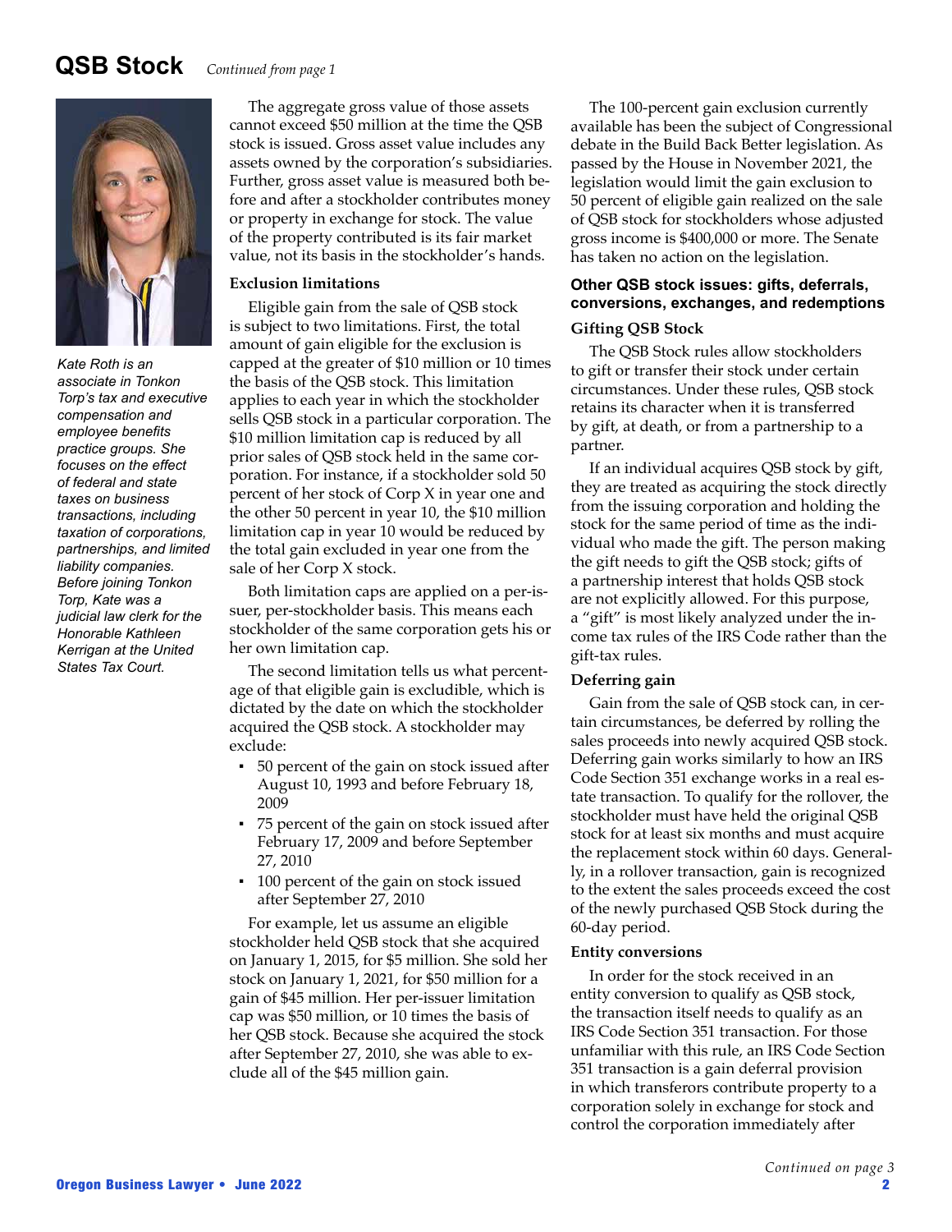## QSB Stock *Continued from page 1*

*Kate Roth is an associate in Tonkon Torp's tax and executive compensation and employee benefits practice groups. She focuses on the effect of federal and state taxes on business transactions, including taxation of corporations, partnerships, and limited liability companies. Before joining Tonkon Torp, Kate was a judicial law clerk for the Honorable Kathleen Kerrigan at the United States Tax Court.*

The aggregate gross value of those assets cannot exceed $50 million at the time the QSB stock is issued. Gross asset value includes any assets owned by the corporation's subsidiaries. Further, gross asset value is measured both before and after a stockholder contributes money or property in exchange for stock. The value of the property contributed is its fair market value, not its basis in the stockholder's hands.

**Exclusion limitations**

Eligible gain from the sale of QSB stock is subject to two limitations. First, the total amount of gain eligible for the exclusion is capped at the greater of $10 million or 10 times the basis of the QSB stock. This limitation applies to each year in which the stockholder sells QSB stock in a particular corporation. The $10 million limitation cap is reduced by all prior sales of QSB stock held in the same corporation. For instance, if a stockholder sold 50 percent of her stock of Corp X in year one and the other 50 percent in year 10, the $10 million limitation cap in year 10 would be reduced by the total gain excluded in year one from the sale of her Corp X stock.

Both limitation caps are applied on a per-issuer, per-stockholder basis. This means each stockholder of the same corporation gets his or her own limitation cap.

The second limitation tells us what percentage of that eligible gain is excludible, which is dictated by the date on which the stockholder acquired the QSB stock. A stockholder may exclude:

- 50 percent of the gain on stock issued after August 10, 1993 and before February 18, 2009
- 75 percent of the gain on stock issued after February 17, 2009 and before September 27, 2010
- 100 percent of the gain on stock issued after September 27, 2010

For example, let us assume an eligible stockholder held QSB stock that she acquired on January 1, 2015, for $5 million. She sold her stock on January 1, 2021, for $50 million for a gain of $45 million. Her per-issuer limitation cap was $50 million, or 10 times the basis of her QSB stock. Because she acquired the stock after September 27, 2010, she was able to exclude all of the $45 million gain.

The 100-percent gain exclusion currently available has been the subject of Congressional debate in the Build Back Better legislation. As passed by the House in November 2021, the legislation would limit the gain exclusion to 50 percent of eligible gain realized on the sale of QSB stock for stockholders whose adjusted gross income is $400,000 or more. The Senate has taken no action on the legislation.

### Other QSB stock issues: gifts, deferrals, conversions, exchanges, and redemptions

**Gifting QSB Stock**

The QSB Stock rules allow stockholders to gift or transfer their stock under certain circumstances. Under these rules, QSB stock retains its character when it is transferred by gift, at death, or from a partnership to a partner.

If an individual acquires QSB stock by gift, they are treated as acquiring the stock directly from the issuing corporation and holding the stock for the same period of time as the individual who made the gift. The person making the gift needs to gift the QSB stock; gifts of a partnership interest that holds QSB stock are not explicitly allowed. For this purpose, a "gift" is most likely analyzed under the income tax rules of the IRS Code rather than the gift-tax rules.

**Deferring gain**

Gain from the sale of QSB stock can, in certain circumstances, be deferred by rolling the sales proceeds into newly acquired QSB stock. Deferring gain works similarly to how an IRS Code Section 351 exchange works in a real estate transaction. To qualify for the rollover, the stockholder must have held the original QSB stock for at least six months and must acquire the replacement stock within 60 days. Generally, in a rollover transaction, gain is recognized to the extent the sales proceeds exceed the cost of the newly purchased QSB Stock during the 60-day period.

**Entity conversions**

In order for the stock received in an entity conversion to qualify as QSB stock, the transaction itself needs to qualify as an IRS Code Section 351 transaction. For those unfamiliar with this rule, an IRS Code Section 351 transaction is a gain deferral provision in which transferors contribute property to a corporation solely in exchange for stock and control the corporation immediately after

*Continued on page 3*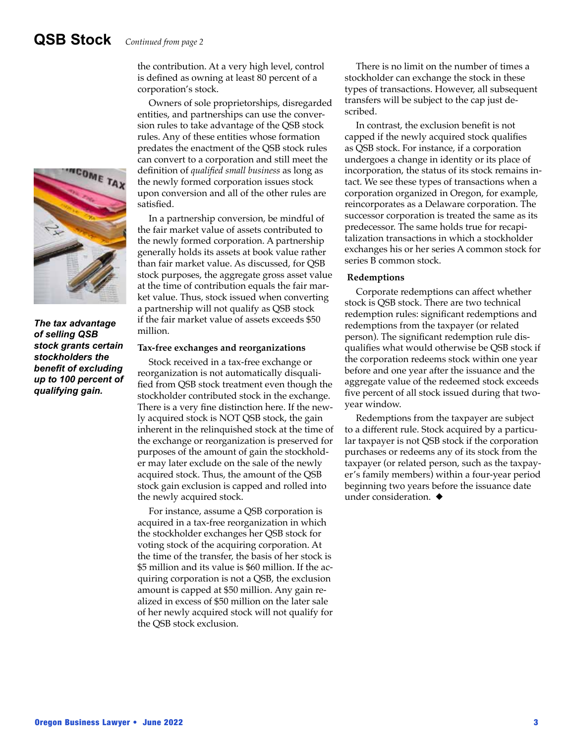## QSB Stock *Continued from page 2*

the contribution. At a very high level, control is defined as owning at least 80 percent of a corporation's stock.

Owners of sole proprietorships, disregarded entities, and partnerships can use the conversion rules to take advantage of the QSB stock rules. Any of these entities whose formation predates the enactment of the QSB stock rules can convert to a corporation and still meet the definition of *qualified small business* as long as the newly formed corporation issues stock upon conversion and all of the other rules are satisfied.

In a partnership conversion, be mindful of the fair market value of assets contributed to the newly formed corporation. A partnership generally holds its assets at book value rather than fair market value. As discussed, for QSB stock purposes, the aggregate gross asset value at the time of contribution equals the fair market value. Thus, stock issued when converting a partnership will not qualify as QSB stock if the fair market value of assets exceeds $50 million.

***The tax advantage of selling QSB stock grants certain stockholders the benefit of excluding up to 100 percent of qualifying gain.***

### Tax-free exchanges and reorganizations

Stock received in a tax-free exchange or reorganization is not automatically disqualified from QSB stock treatment even though the stockholder contributed stock in the exchange. There is a very fine distinction here. If the newly acquired stock is NOT QSB stock, the gain inherent in the relinquished stock at the time of the exchange or reorganization is preserved for purposes of the amount of gain the stockholder may later exclude on the sale of the newly acquired stock. Thus, the amount of the QSB stock gain exclusion is capped and rolled into the newly acquired stock.

For instance, assume a QSB corporation is acquired in a tax-free reorganization in which the stockholder exchanges her QSB stock for voting stock of the acquiring corporation. At the time of the transfer, the basis of her stock is $5 million and its value is $60 million. If the acquiring corporation is not a QSB, the exclusion amount is capped at $50 million. Any gain realized in excess of $50 million on the later sale of her newly acquired stock will not qualify for the QSB stock exclusion.

There is no limit on the number of times a stockholder can exchange the stock in these types of transactions. However, all subsequent transfers will be subject to the cap just described.

In contrast, the exclusion benefit is not capped if the newly acquired stock qualifies as QSB stock. For instance, if a corporation undergoes a change in identity or its place of incorporation, the status of its stock remains intact. We see these types of transactions when a corporation organized in Oregon, for example, reincorporates as a Delaware corporation. The successor corporation is treated the same as its predecessor. The same holds true for recapitalization transactions in which a stockholder exchanges his or her series A common stock for series B common stock.

### Redemptions

Corporate redemptions can affect whether stock is QSB stock. There are two technical redemption rules: significant redemptions and redemptions from the taxpayer (or related person). The significant redemption rule disqualifies what would otherwise be QSB stock if the corporation redeems stock within one year before and one year after the issuance and the aggregate value of the redeemed stock exceeds five percent of all stock issued during that two-year window.

Redemptions from the taxpayer are subject to a different rule. Stock acquired by a particular taxpayer is not QSB stock if the corporation purchases or redeems any of its stock from the taxpayer (or related person, such as the taxpayer's family members) within a four-year period beginning two years before the issuance date under consideration. ◆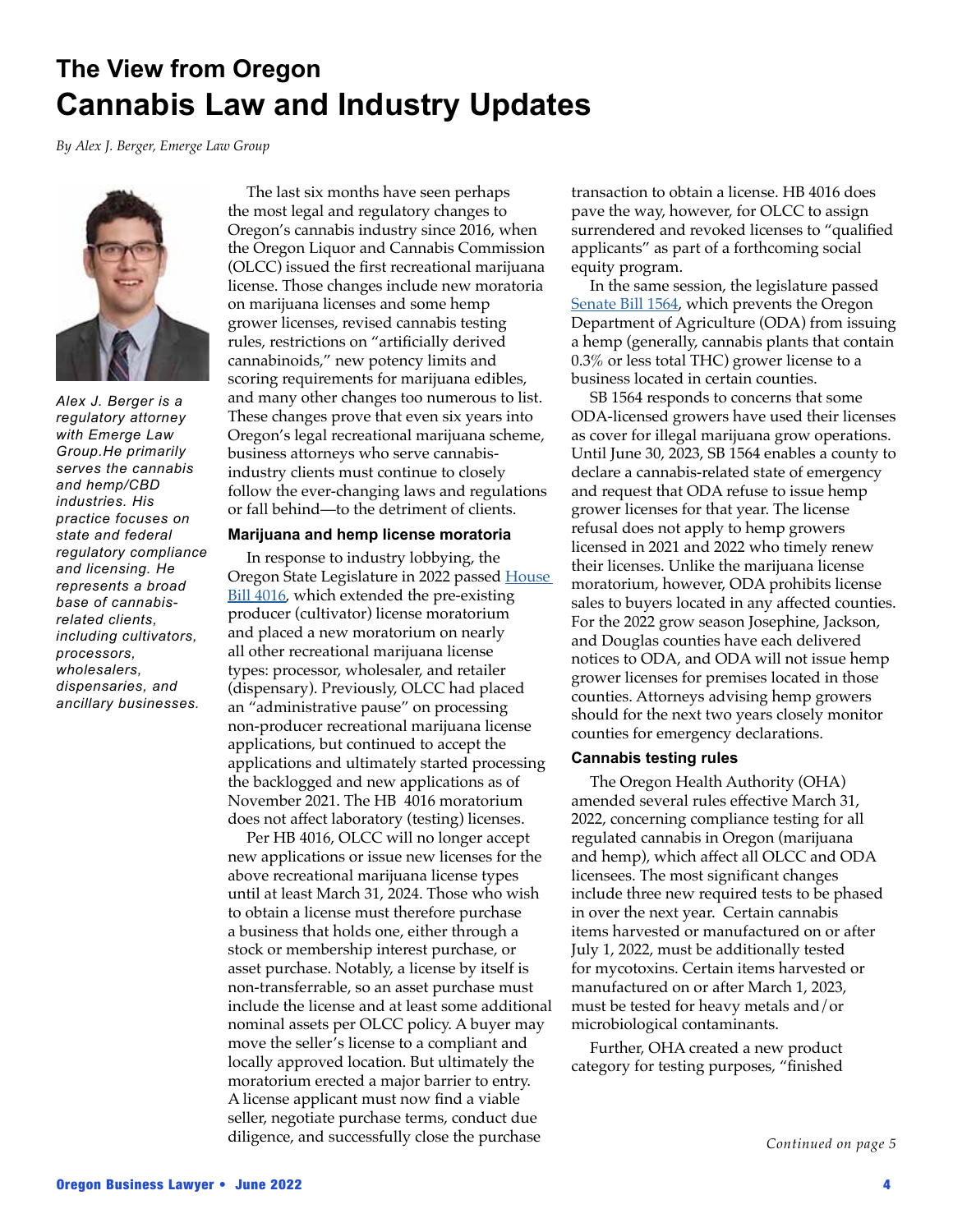## The View from Oregon

# Cannabis Law and Industry Updates

*By Alex J. Berger, Emerge Law Group*

*Alex J. Berger is a regulatory attorney with Emerge Law Group.He primarily serves the cannabis and hemp/CBD industries. His practice focuses on state and federal regulatory compliance and licensing. He represents a broad base of cannabis-related clients, including cultivators, processors, wholesalers, dispensaries, and ancillary businesses.*

The last six months have seen perhaps the most legal and regulatory changes to Oregon's cannabis industry since 2016, when the Oregon Liquor and Cannabis Commission (OLCC) issued the first recreational marijuana license. Those changes include new moratoria on marijuana licenses and some hemp grower licenses, revised cannabis testing rules, restrictions on "artificially derived cannabinoids," new potency limits and scoring requirements for marijuana edibles, and many other changes too numerous to list. These changes prove that even six years into Oregon's legal recreational marijuana scheme, business attorneys who serve cannabis-industry clients must continue to closely follow the ever-changing laws and regulations or fall behind—to the detriment of clients.

### Marijuana and hemp license moratoria

In response to industry lobbying, the Oregon State Legislature in 2022 passed House Bill 4016, which extended the pre-existing producer (cultivator) license moratorium and placed a new moratorium on nearly all other recreational marijuana license types: processor, wholesaler, and retailer (dispensary). Previously, OLCC had placed an "administrative pause" on processing non-producer recreational marijuana license applications, but continued to accept the applications and ultimately started processing the backlogged and new applications as of November 2021. The HB 4016 moratorium does not affect laboratory (testing) licenses.

Per HB 4016, OLCC will no longer accept new applications or issue new licenses for the above recreational marijuana license types until at least March 31, 2024. Those who wish to obtain a license must therefore purchase a business that holds one, either through a stock or membership interest purchase, or asset purchase. Notably, a license by itself is non-transferrable, so an asset purchase must include the license and at least some additional nominal assets per OLCC policy. A buyer may move the seller's license to a compliant and locally approved location. But ultimately the moratorium erected a major barrier to entry. A license applicant must now find a viable seller, negotiate purchase terms, conduct due diligence, and successfully close the purchase transaction to obtain a license. HB 4016 does pave the way, however, for OLCC to assign surrendered and revoked licenses to "qualified applicants" as part of a forthcoming social equity program.

In the same session, the legislature passed Senate Bill 1564, which prevents the Oregon Department of Agriculture (ODA) from issuing a hemp (generally, cannabis plants that contain 0.3% or less total THC) grower license to a business located in certain counties.

SB 1564 responds to concerns that some ODA-licensed growers have used their licenses as cover for illegal marijuana grow operations. Until June 30, 2023, SB 1564 enables a county to declare a cannabis-related state of emergency and request that ODA refuse to issue hemp grower licenses for that year. The license refusal does not apply to hemp growers licensed in 2021 and 2022 who timely renew their licenses. Unlike the marijuana license moratorium, however, ODA prohibits license sales to buyers located in any affected counties. For the 2022 grow season Josephine, Jackson, and Douglas counties have each delivered notices to ODA, and ODA will not issue hemp grower licenses for premises located in those counties. Attorneys advising hemp growers should for the next two years closely monitor counties for emergency declarations.

### Cannabis testing rules

The Oregon Health Authority (OHA) amended several rules effective March 31, 2022, concerning compliance testing for all regulated cannabis in Oregon (marijuana and hemp), which affect all OLCC and ODA licensees. The most significant changes include three new required tests to be phased in over the next year. Certain cannabis items harvested or manufactured on or after July 1, 2022, must be additionally tested for mycotoxins. Certain items harvested or manufactured on or after March 1, 2023, must be tested for heavy metals and/or microbiological contaminants.

Further, OHA created a new product category for testing purposes, "finished

*Continued on page 5*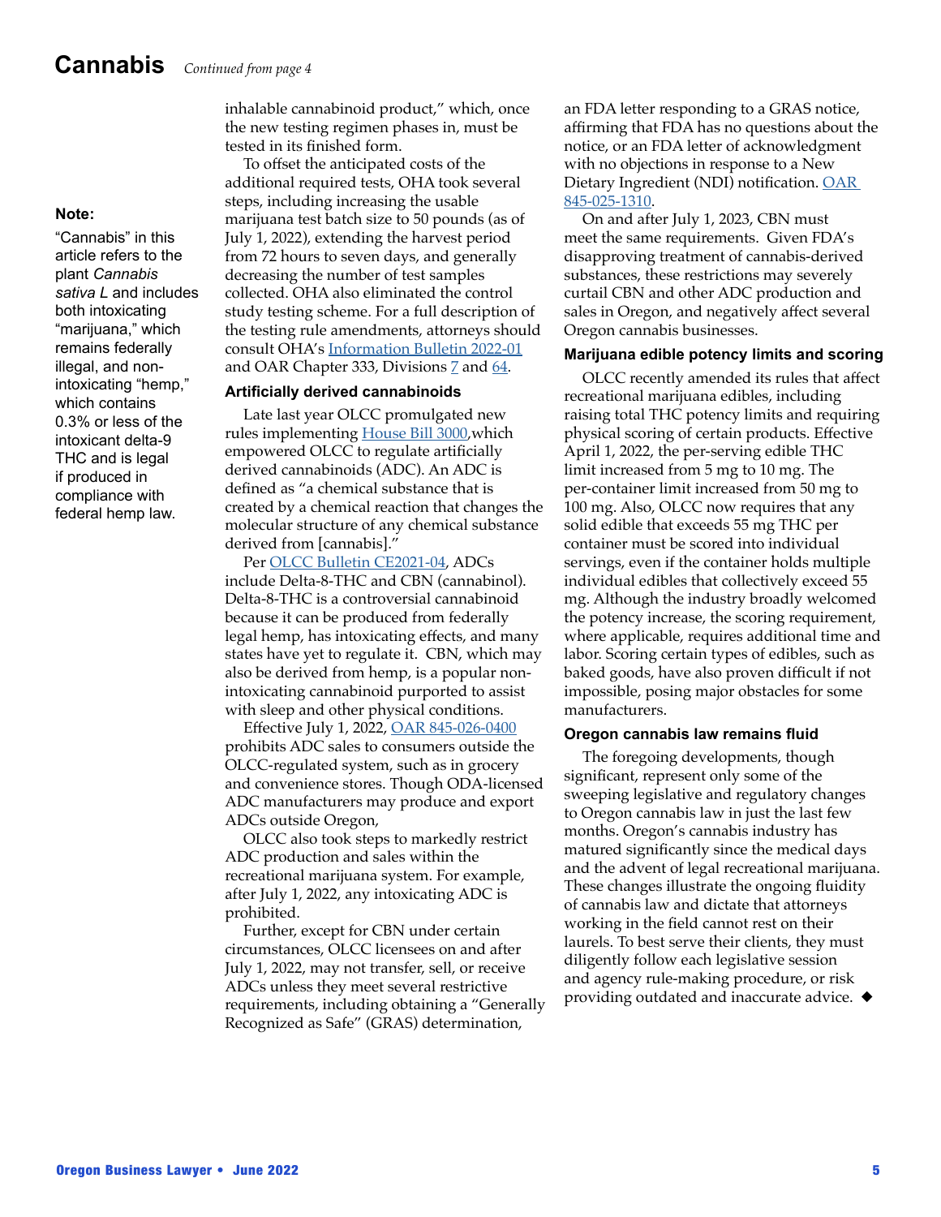## Cannabis *Continued from page 4*

inhalable cannabinoid product," which, once the new testing regimen phases in, must be tested in its finished form.

To offset the anticipated costs of the additional required tests, OHA took several steps, including increasing the usable marijuana test batch size to 50 pounds (as of July 1, 2022), extending the harvest period from 72 hours to seven days, and generally decreasing the number of test samples collected. OHA also eliminated the control study testing scheme. For a full description of the testing rule amendments, attorneys should consult OHA's Information Bulletin 2022-01 and OAR Chapter 333, Divisions 7 and 64.

### Artificially derived cannabinoids

Late last year OLCC promulgated new rules implementing House Bill 3000,which empowered OLCC to regulate artificially derived cannabinoids (ADC). An ADC is defined as "a chemical substance that is created by a chemical reaction that changes the molecular structure of any chemical substance derived from [cannabis]."

Per OLCC Bulletin CE2021-04, ADCs include Delta-8-THC and CBN (cannabinol). Delta-8-THC is a controversial cannabinoid because it can be produced from federally legal hemp, has intoxicating effects, and many states have yet to regulate it. CBN, which may also be derived from hemp, is a popular non-intoxicating cannabinoid purported to assist with sleep and other physical conditions.

Effective July 1, 2022, OAR 845-026-0400 prohibits ADC sales to consumers outside the OLCC-regulated system, such as in grocery and convenience stores. Though ODA-licensed ADC manufacturers may produce and export ADCs outside Oregon,

OLCC also took steps to markedly restrict ADC production and sales within the recreational marijuana system. For example, after July 1, 2022, any intoxicating ADC is prohibited.

Further, except for CBN under certain circumstances, OLCC licensees on and after July 1, 2022, may not transfer, sell, or receive ADCs unless they meet several restrictive requirements, including obtaining a "Generally Recognized as Safe" (GRAS) determination, an FDA letter responding to a GRAS notice, affirming that FDA has no questions about the notice, or an FDA letter of acknowledgment with no objections in response to a New Dietary Ingredient (NDI) notification. OAR 845-025-1310.

On and after July 1, 2023, CBN must meet the same requirements. Given FDA's disapproving treatment of cannabis-derived substances, these restrictions may severely curtail CBN and other ADC production and sales in Oregon, and negatively affect several Oregon cannabis businesses.

### Marijuana edible potency limits and scoring

OLCC recently amended its rules that affect recreational marijuana edibles, including raising total THC potency limits and requiring physical scoring of certain products. Effective April 1, 2022, the per-serving edible THC limit increased from 5 mg to 10 mg. The per-container limit increased from 50 mg to 100 mg. Also, OLCC now requires that any solid edible that exceeds 55 mg THC per container must be scored into individual servings, even if the container holds multiple individual edibles that collectively exceed 55 mg. Although the industry broadly welcomed the potency increase, the scoring requirement, where applicable, requires additional time and labor. Scoring certain types of edibles, such as baked goods, have also proven difficult if not impossible, posing major obstacles for some manufacturers.

### Oregon cannabis law remains fluid

The foregoing developments, though significant, represent only some of the sweeping legislative and regulatory changes to Oregon cannabis law in just the last few months. Oregon's cannabis industry has matured significantly since the medical days and the advent of legal recreational marijuana. These changes illustrate the ongoing fluidity of cannabis law and dictate that attorneys working in the field cannot rest on their laurels. To best serve their clients, they must diligently follow each legislative session and agency rule-making procedure, or risk providing outdated and inaccurate advice. ◆

**Note:**

"Cannabis" in this article refers to the plant *Cannabis sativa L* and includes both intoxicating "marijuana," which remains federally illegal, and non-intoxicating "hemp," which contains 0.3% or less of the intoxicant delta-9 THC and is legal if produced in compliance with federal hemp law.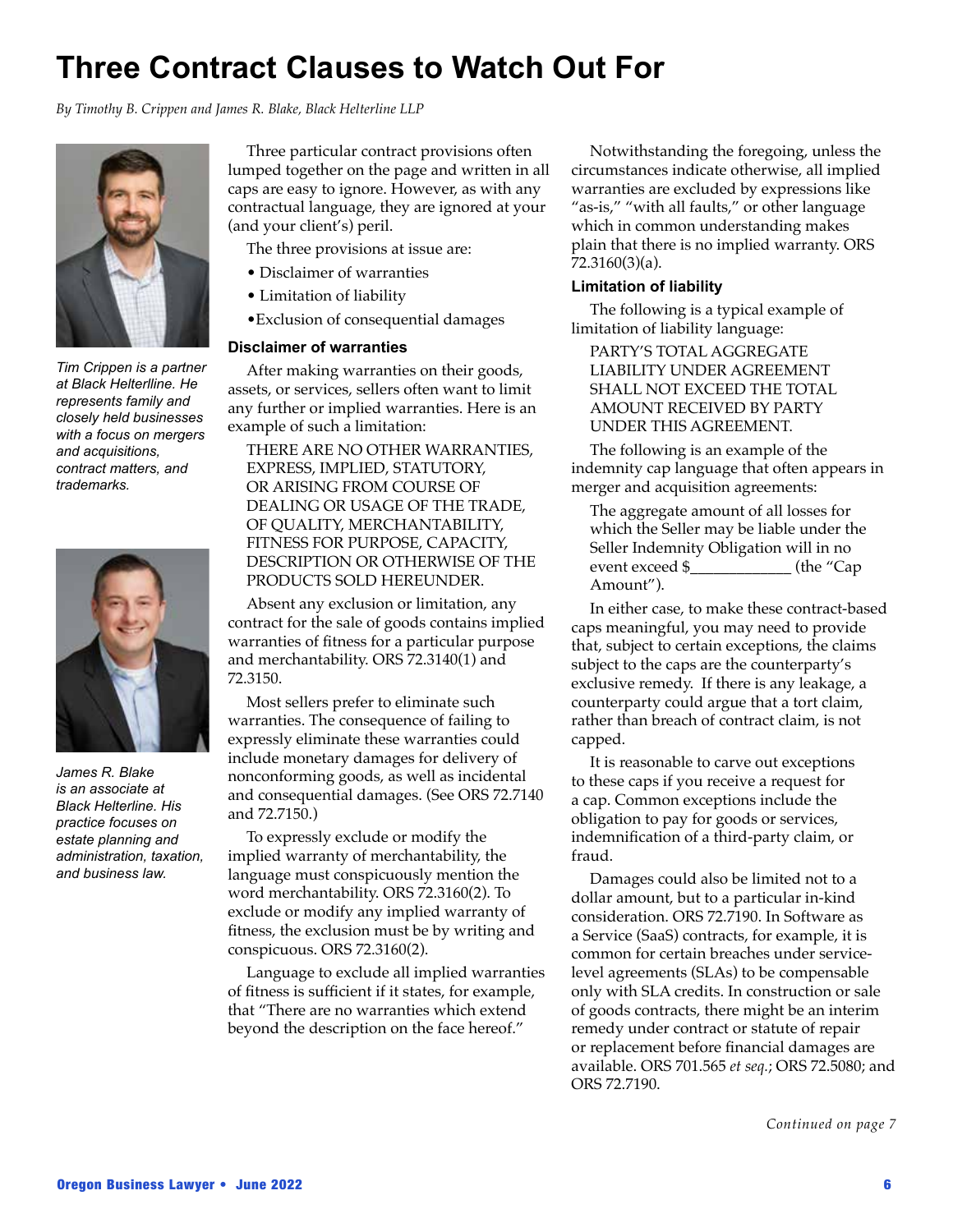# Three Contract Clauses to Watch Out For

*By Timothy B. Crippen and James R. Blake, Black Helterline LLP*

*Tim Crippen is a partner at Black Helterlline. He represents family and closely held businesses with a focus on mergers and acquisitions, contract matters, and trademarks.*

*James R. Blake is an associate at Black Helterline. His practice focuses on estate planning and administration, taxation, and business law.*

Three particular contract provisions often lumped together on the page and written in all caps are easy to ignore. However, as with any contractual language, they are ignored at your (and your client's) peril.

The three provisions at issue are:

- Disclaimer of warranties
- Limitation of liability
- Exclusion of consequential damages

### Disclaimer of warranties

After making warranties on their goods, assets, or services, sellers often want to limit any further or implied warranties. Here is an example of such a limitation:

> THERE ARE NO OTHER WARRANTIES, EXPRESS, IMPLIED, STATUTORY, OR ARISING FROM COURSE OF DEALING OR USAGE OF THE TRADE, OF QUALITY, MERCHANTABILITY, FITNESS FOR PURPOSE, CAPACITY, DESCRIPTION OR OTHERWISE OF THE PRODUCTS SOLD HEREUNDER.

Absent any exclusion or limitation, any contract for the sale of goods contains implied warranties of fitness for a particular purpose and merchantability. ORS 72.3140(1) and 72.3150.

Most sellers prefer to eliminate such warranties. The consequence of failing to expressly eliminate these warranties could include monetary damages for delivery of nonconforming goods, as well as incidental and consequential damages. (See ORS 72.7140 and 72.7150.)

To expressly exclude or modify the implied warranty of merchantability, the language must conspicuously mention the word merchantability. ORS 72.3160(2). To exclude or modify any implied warranty of fitness, the exclusion must be by writing and conspicuous. ORS 72.3160(2).

Language to exclude all implied warranties of fitness is sufficient if it states, for example, that "There are no warranties which extend beyond the description on the face hereof."

Notwithstanding the foregoing, unless the circumstances indicate otherwise, all implied warranties are excluded by expressions like "as-is," "with all faults," or other language which in common understanding makes plain that there is no implied warranty. ORS 72.3160(3)(a).

### Limitation of liability

The following is a typical example of limitation of liability language:

> PARTY'S TOTAL AGGREGATE LIABILITY UNDER AGREEMENT SHALL NOT EXCEED THE TOTAL AMOUNT RECEIVED BY PARTY UNDER THIS AGREEMENT.

The following is an example of the indemnity cap language that often appears in merger and acquisition agreements:

> The aggregate amount of all losses for which the Seller may be liable under the Seller Indemnity Obligation will in no event exceed $_____________ (the "Cap Amount").

In either case, to make these contract-based caps meaningful, you may need to provide that, subject to certain exceptions, the claims subject to the caps are the counterparty's exclusive remedy. If there is any leakage, a counterparty could argue that a tort claim, rather than breach of contract claim, is not capped.

It is reasonable to carve out exceptions to these caps if you receive a request for a cap. Common exceptions include the obligation to pay for goods or services, indemnification of a third-party claim, or fraud.

Damages could also be limited not to a dollar amount, but to a particular in-kind consideration. ORS 72.7190. In Software as a Service (SaaS) contracts, for example, it is common for certain breaches under service-level agreements (SLAs) to be compensable only with SLA credits. In construction or sale of goods contracts, there might be an interim remedy under contract or statute of repair or replacement before financial damages are available. ORS 701.565 *et seq.*; ORS 72.5080; and ORS 72.7190.

*Continued on page 7*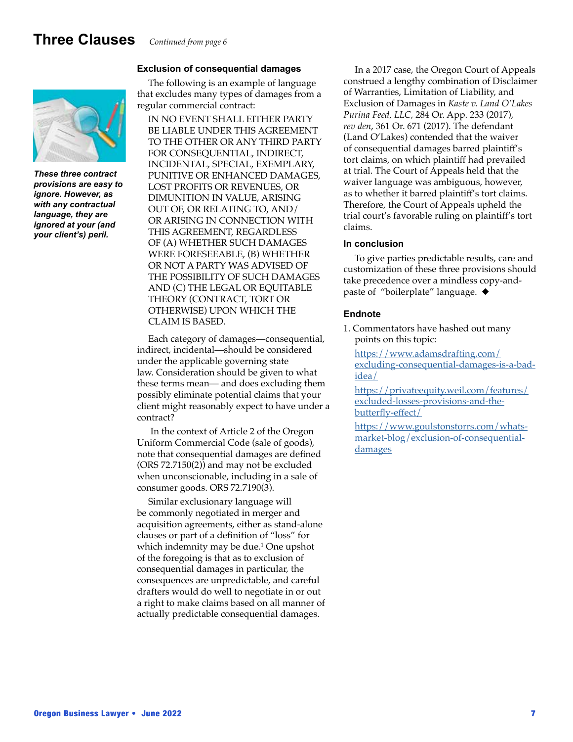## Three Clauses *Continued from page 6*

***These three contract provisions are easy to ignore. However, as with any contractual language, they are ignored at your (and your client's) peril.***

### Exclusion of consequential damages

The following is an example of language that excludes many types of damages from a regular commercial contract:

> IN NO EVENT SHALL EITHER PARTY BE LIABLE UNDER THIS AGREEMENT TO THE OTHER OR ANY THIRD PARTY FOR CONSEQUENTIAL, INDIRECT, INCIDENTAL, SPECIAL, EXEMPLARY, PUNITIVE OR ENHANCED DAMAGES, LOST PROFITS OR REVENUES, OR DIMUNITION IN VALUE, ARISING OUT OF, OR RELATING TO, AND/OR ARISING IN CONNECTION WITH THIS AGREEMENT, REGARDLESS OF (A) WHETHER SUCH DAMAGES WERE FORESEEABLE, (B) WHETHER OR NOT A PARTY WAS ADVISED OF THE POSSIBILITY OF SUCH DAMAGES AND (C) THE LEGAL OR EQUITABLE THEORY (CONTRACT, TORT OR OTHERWISE) UPON WHICH THE CLAIM IS BASED.

Each category of damages—consequential, indirect, incidental—should be considered under the applicable governing state law. Consideration should be given to what these terms mean— and does excluding them possibly eliminate potential claims that your client might reasonably expect to have under a contract?

In the context of Article 2 of the Oregon Uniform Commercial Code (sale of goods), note that consequential damages are defined (ORS 72.7150(2)) and may not be excluded when unconscionable, including in a sale of consumer goods. ORS 72.7190(3).

Similar exclusionary language will be commonly negotiated in merger and acquisition agreements, either as stand-alone clauses or part of a definition of "loss" for which indemnity may be due.[1] One upshot of the foregoing is that as to exclusion of consequential damages in particular, the consequences are unpredictable, and careful drafters would do well to negotiate in or out a right to make claims based on all manner of actually predictable consequential damages.

In a 2017 case, the Oregon Court of Appeals construed a lengthy combination of Disclaimer of Warranties, Limitation of Liability, and Exclusion of Damages in *Kaste v. Land O'Lakes Purina Feed, LLC*, 284 Or. App. 233 (2017), *rev den*, 361 Or. 671 (2017). The defendant (Land O'Lakes) contended that the waiver of consequential damages barred plaintiff's tort claims, on which plaintiff had prevailed at trial. The Court of Appeals held that the waiver language was ambiguous, however, as to whether it barred plaintiff's tort claims. Therefore, the Court of Appeals upheld the trial court's favorable ruling on plaintiff's tort claims.

### In conclusion

To give parties predictable results, care and customization of these three provisions should take precedence over a mindless copy-and-paste of "boilerplate" language. ◆

### Endnote

1. Commentators have hashed out many points on this topic:

   https://www.adamsdrafting.com/excluding-consequential-damages-is-a-bad-idea/

   https://privateequity.weil.com/features/excluded-losses-provisions-and-the-butterfly-effect/

   https://www.goulstonstorrs.com/whats-market-blog/exclusion-of-consequential-damages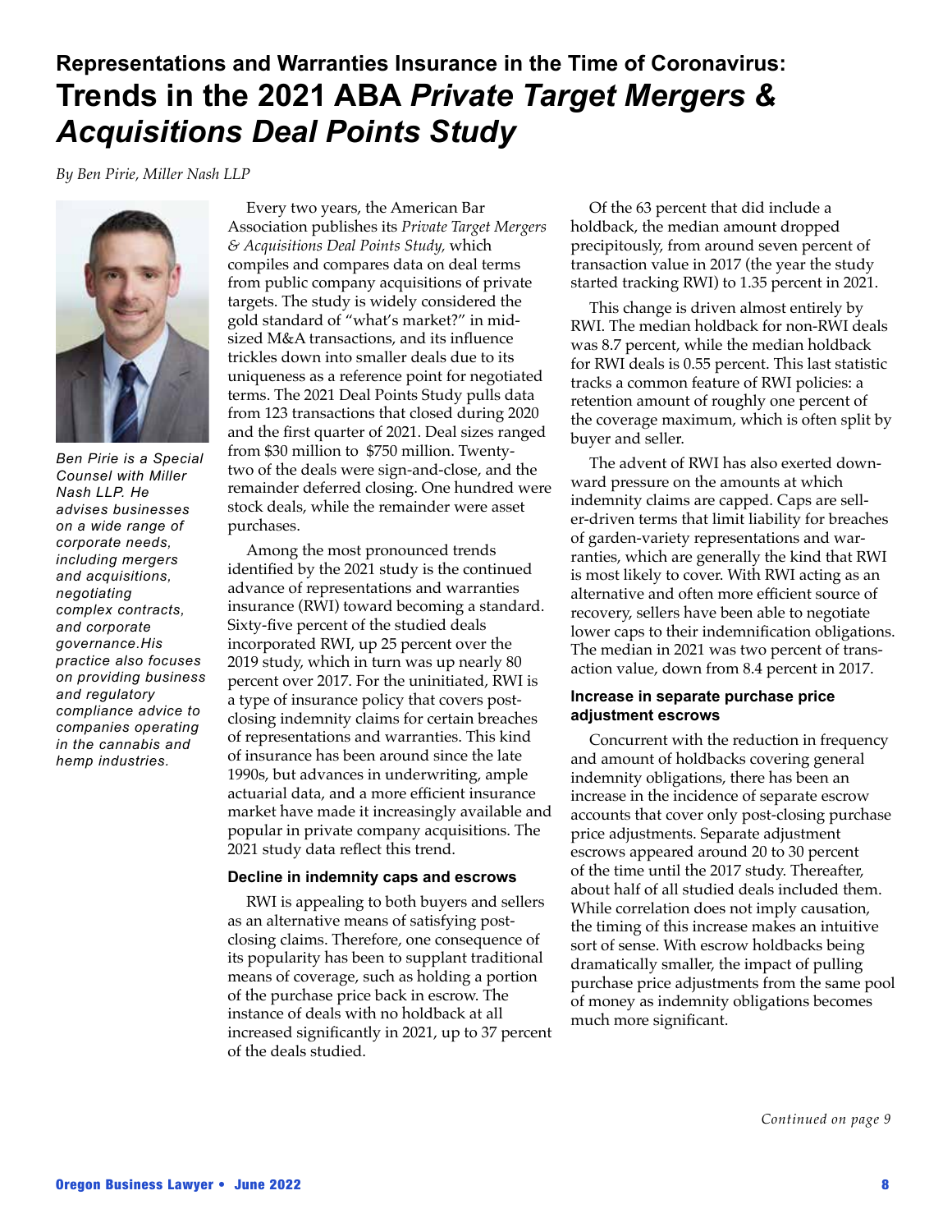## Representations and Warranties Insurance in the Time of Coronavirus:

# Trends in the 2021 ABA *Private Target Mergers & Acquisitions Deal Points Study*

*By Ben Pirie, Miller Nash LLP*

*Ben Pirie is a Special Counsel with Miller Nash LLP. He advises businesses on a wide range of corporate needs, including mergers and acquisitions, negotiating complex contracts, and corporate governance.His practice also focuses on providing business and regulatory compliance advice to companies operating in the cannabis and hemp industries.*

Every two years, the American Bar Association publishes its *Private Target Mergers & Acquisitions Deal Points Study,* which compiles and compares data on deal terms from public company acquisitions of private targets. The study is widely considered the gold standard of "what's market?" in mid-sized M&A transactions, and its influence trickles down into smaller deals due to its uniqueness as a reference point for negotiated terms. The 2021 Deal Points Study pulls data from 123 transactions that closed during 2020 and the first quarter of 2021. Deal sizes ranged from $30 million to $750 million. Twenty-two of the deals were sign-and-close, and the remainder deferred closing. One hundred were stock deals, while the remainder were asset purchases.

Among the most pronounced trends identified by the 2021 study is the continued advance of representations and warranties insurance (RWI) toward becoming a standard. Sixty-five percent of the studied deals incorporated RWI, up 25 percent over the 2019 study, which in turn was up nearly 80 percent over 2017. For the uninitiated, RWI is a type of insurance policy that covers post-closing indemnity claims for certain breaches of representations and warranties. This kind of insurance has been around since the late 1990s, but advances in underwriting, ample actuarial data, and a more efficient insurance market have made it increasingly available and popular in private company acquisitions. The 2021 study data reflect this trend.

### Decline in indemnity caps and escrows

RWI is appealing to both buyers and sellers as an alternative means of satisfying post-closing claims. Therefore, one consequence of its popularity has been to supplant traditional means of coverage, such as holding a portion of the purchase price back in escrow. The instance of deals with no holdback at all increased significantly in 2021, up to 37 percent of the deals studied.

Of the 63 percent that did include a holdback, the median amount dropped precipitously, from around seven percent of transaction value in 2017 (the year the study started tracking RWI) to 1.35 percent in 2021.

This change is driven almost entirely by RWI. The median holdback for non-RWI deals was 8.7 percent, while the median holdback for RWI deals is 0.55 percent. This last statistic tracks a common feature of RWI policies: a retention amount of roughly one percent of the coverage maximum, which is often split by buyer and seller.

The advent of RWI has also exerted downward pressure on the amounts at which indemnity claims are capped. Caps are seller-driven terms that limit liability for breaches of garden-variety representations and warranties, which are generally the kind that RWI is most likely to cover. With RWI acting as an alternative and often more efficient source of recovery, sellers have been able to negotiate lower caps to their indemnification obligations. The median in 2021 was two percent of transaction value, down from 8.4 percent in 2017.

### Increase in separate purchase price adjustment escrows

Concurrent with the reduction in frequency and amount of holdbacks covering general indemnity obligations, there has been an increase in the incidence of separate escrow accounts that cover only post-closing purchase price adjustments. Separate adjustment escrows appeared around 20 to 30 percent of the time until the 2017 study. Thereafter, about half of all studied deals included them. While correlation does not imply causation, the timing of this increase makes an intuitive sort of sense. With escrow holdbacks being dramatically smaller, the impact of pulling purchase price adjustments from the same pool of money as indemnity obligations becomes much more significant.

*Continued on page 9*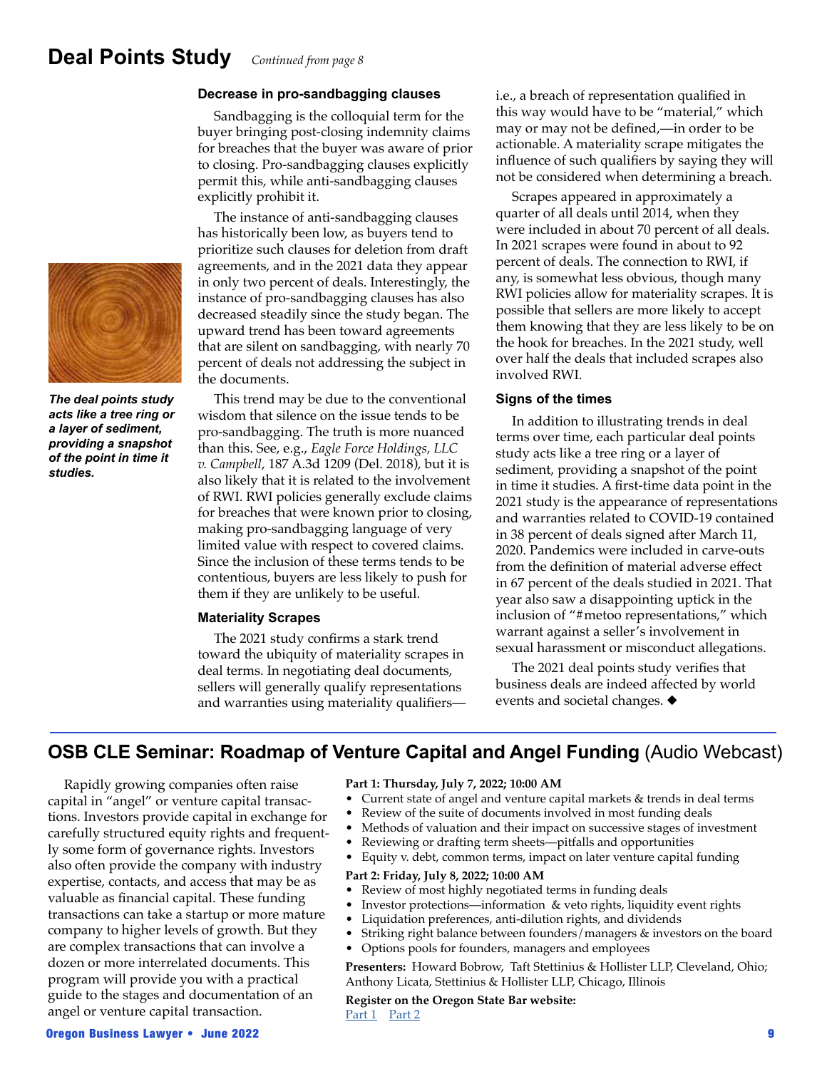## Deal Points Study *Continued from page 8*

*The deal points study acts like a tree ring or a layer of sediment, providing a snapshot of the point in time it studies.*

### Decrease in pro-sandbagging clauses

Sandbagging is the colloquial term for the buyer bringing post-closing indemnity claims for breaches that the buyer was aware of prior to closing. Pro-sandbagging clauses explicitly permit this, while anti-sandbagging clauses explicitly prohibit it.

The instance of anti-sandbagging clauses has historically been low, as buyers tend to prioritize such clauses for deletion from draft agreements, and in the 2021 data they appear in only two percent of deals. Interestingly, the instance of pro-sandbagging clauses has also decreased steadily since the study began. The upward trend has been toward agreements that are silent on sandbagging, with nearly 70 percent of deals not addressing the subject in the documents.

This trend may be due to the conventional wisdom that silence on the issue tends to be pro-sandbagging. The truth is more nuanced than this. See, e.g., *Eagle Force Holdings, LLC v. Campbell*, 187 A.3d 1209 (Del. 2018), but it is also likely that it is related to the involvement of RWI. RWI policies generally exclude claims for breaches that were known prior to closing, making pro-sandbagging language of very limited value with respect to covered claims. Since the inclusion of these terms tends to be contentious, buyers are less likely to push for them if they are unlikely to be useful.

### Materiality Scrapes

The 2021 study confirms a stark trend toward the ubiquity of materiality scrapes in deal terms. In negotiating deal documents, sellers will generally qualify representations and warranties using materiality qualifiers—i.e., a breach of representation qualified in this way would have to be "material," which may or may not be defined,—in order to be actionable. A materiality scrape mitigates the influence of such qualifiers by saying they will not be considered when determining a breach.

Scrapes appeared in approximately a quarter of all deals until 2014, when they were included in about 70 percent of all deals. In 2021 scrapes were found in about to 92 percent of deals. The connection to RWI, if any, is somewhat less obvious, though many RWI policies allow for materiality scrapes. It is possible that sellers are more likely to accept them knowing that they are less likely to be on the hook for breaches. In the 2021 study, well over half the deals that included scrapes also involved RWI.

### Signs of the times

In addition to illustrating trends in deal terms over time, each particular deal points study acts like a tree ring or a layer of sediment, providing a snapshot of the point in time it studies. A first-time data point in the 2021 study is the appearance of representations and warranties related to COVID-19 contained in 38 percent of deals signed after March 11, 2020. Pandemics were included in carve-outs from the definition of material adverse effect in 67 percent of the deals studied in 2021. That year also saw a disappointing uptick in the inclusion of "#metoo representations," which warrant against a seller's involvement in sexual harassment or misconduct allegations.

The 2021 deal points study verifies that business deals are indeed affected by world events and societal changes. ◆

---

## OSB CLE Seminar: Roadmap of Venture Capital and Angel Funding (Audio Webcast)

Rapidly growing companies often raise capital in "angel" or venture capital transactions. Investors provide capital in exchange for carefully structured equity rights and frequently some form of governance rights. Investors also often provide the company with industry expertise, contacts, and access that may be as valuable as financial capital. These funding transactions can take a startup or more mature company to higher levels of growth. But they are complex transactions that can involve a dozen or more interrelated documents. This program will provide you with a practical guide to the stages and documentation of an angel or venture capital transaction.

**Part 1: Thursday, July 7, 2022; 10:00 AM**

- Current state of angel and venture capital markets & trends in deal terms
- Review of the suite of documents involved in most funding deals
- Methods of valuation and their impact on successive stages of investment
- Reviewing or drafting term sheets—pitfalls and opportunities
- Equity v. debt, common terms, impact on later venture capital funding

**Part 2: Friday, July 8, 2022; 10:00 AM**

- Review of most highly negotiated terms in funding deals
- Investor protections—information & veto rights, liquidity event rights
- Liquidation preferences, anti-dilution rights, and dividends
- Striking right balance between founders/managers & investors on the board
- Options pools for founders, managers and employees

**Presenters:** Howard Bobrow, Taft Stettinius & Hollister LLP, Cleveland, Ohio; Anthony Licata, Stettinius & Hollister LLP, Chicago, Illinois

**Register on the Oregon State Bar website:**
Part 1 Part 2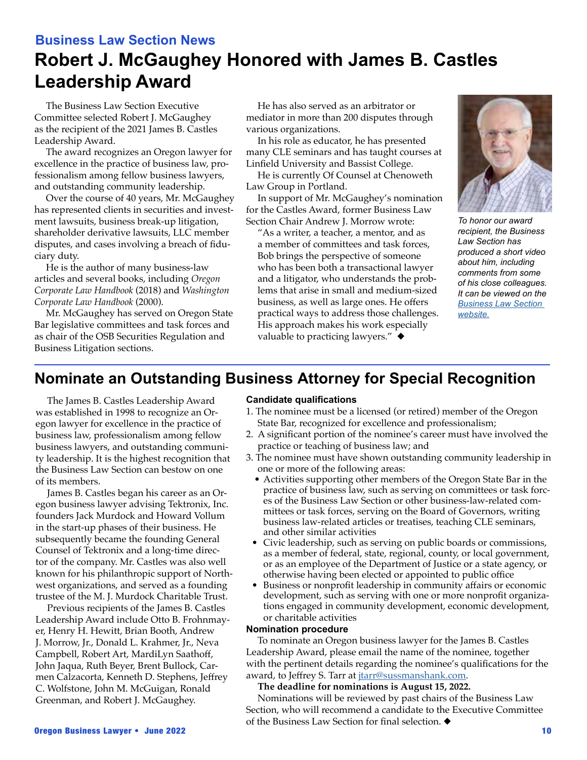## Business Law Section News

# Robert J. McGaughey Honored with James B. Castles Leadership Award

The Business Law Section Executive Committee selected Robert J. McGaughey as the recipient of the 2021 James B. Castles Leadership Award.

The award recognizes an Oregon lawyer for excellence in the practice of business law, professionalism among fellow business lawyers, and outstanding community leadership.

Over the course of 40 years, Mr. McGaughey has represented clients in securities and investment lawsuits, business break-up litigation, shareholder derivative lawsuits, LLC member disputes, and cases involving a breach of fiduciary duty.

He is the author of many business-law articles and several books, including *Oregon Corporate Law Handbook* (2018) and *Washington Corporate Law Handbook* (2000).

Mr. McGaughey has served on Oregon State Bar legislative committees and task forces and as chair of the OSB Securities Regulation and Business Litigation sections.

He has also served as an arbitrator or mediator in more than 200 disputes through various organizations.

In his role as educator, he has presented many CLE seminars and has taught courses at Linfield University and Bassist College.

He is currently Of Counsel at Chenoweth Law Group in Portland.

In support of Mr. McGaughey's nomination for the Castles Award, former Business Law Section Chair Andrew J. Morrow wrote:

> "As a writer, a teacher, a mentor, and as a member of committees and task forces, Bob brings the perspective of someone who has been both a transactional lawyer and a litigator, who understands the problems that arise in small and medium-sized business, as well as large ones. He offers practical ways to address those challenges. His approach makes his work especially valuable to practicing lawyers." ◆

*To honor our award recipient, the Business Law Section has produced a short video about him, including comments from some of his close colleagues. It can be viewed on the [Business Law Section website.](#)*

# Nominate an Outstanding Business Attorney for Special Recognition

The James B. Castles Leadership Award was established in 1998 to recognize an Oregon lawyer for excellence in the practice of business law, professionalism among fellow business lawyers, and outstanding community leadership. It is the highest recognition that the Business Law Section can bestow on one of its members.

James B. Castles began his career as an Oregon business lawyer advising Tektronix, Inc. founders Jack Murdock and Howard Vollum in the start-up phases of their business. He subsequently became the founding General Counsel of Tektronix and a long-time director of the company. Mr. Castles was also well known for his philanthropic support of Northwest organizations, and served as a founding trustee of the M. J. Murdock Charitable Trust.

Previous recipients of the James B. Castles Leadership Award include Otto B. Frohnmayer, Henry H. Hewitt, Brian Booth, Andrew J. Morrow, Jr., Donald L. Krahmer, Jr., Neva Campbell, Robert Art, MardiLyn Saathoff, John Jaqua, Ruth Beyer, Brent Bullock, Carmen Calzacorta, Kenneth D. Stephens, Jeffrey C. Wolfstone, John M. McGuigan, Ronald Greenman, and Robert J. McGaughey.

**Candidate qualifications**

1. The nominee must be a licensed (or retired) member of the Oregon State Bar, recognized for excellence and professionalism;
2. A significant portion of the nominee's career must have involved the practice or teaching of business law; and
3. The nominee must have shown outstanding community leadership in one or more of the following areas:
   - Activities supporting other members of the Oregon State Bar in the practice of business law, such as serving on committees or task forces of the Business Law Section or other business-law-related committees or task forces, serving on the Board of Governors, writing business law-related articles or treatises, teaching CLE seminars, and other similar activities
   - Civic leadership, such as serving on public boards or commissions, as a member of federal, state, regional, county, or local government, or as an employee of the Department of Justice or a state agency, or otherwise having been elected or appointed to public office
   - Business or nonprofit leadership in community affairs or economic development, such as serving with one or more nonprofit organizations engaged in community development, economic development, or charitable activities

**Nomination procedure**

To nominate an Oregon business lawyer for the James B. Castles Leadership Award, please email the name of the nominee, together with the pertinent details regarding the nominee's qualifications for the award, to Jeffrey S. Tarr at [jtarr@sussmanshank.com](mailto:jtarr@sussmanshank.com).

**The deadline for nominations is August 15, 2022.**

Nominations will be reviewed by past chairs of the Business Law Section, who will recommend a candidate to the Executive Committee of the Business Law Section for final selection. ◆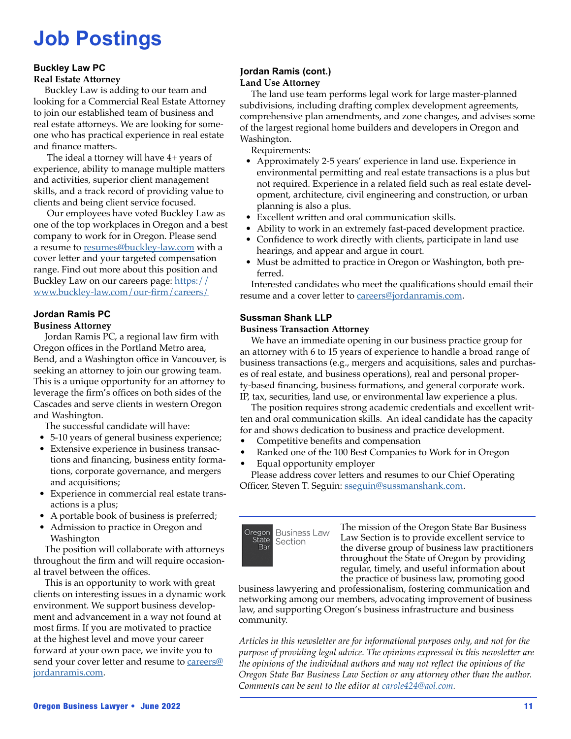# Job Postings

### Buckley Law PC

**Real Estate Attorney**

Buckley Law is adding to our team and looking for a Commercial Real Estate Attorney to join our established team of business and real estate attorneys. We are looking for someone who has practical experience in real estate and finance matters.

The ideal a ttorney will have 4+ years of experience, ability to manage multiple matters and activities, superior client management skills, and a track record of providing value to clients and being client service focused.

Our employees have voted Buckley Law as one of the top workplaces in Oregon and a best company to work for in Oregon. Please send a resume to resumes@buckley-law.com with a cover letter and your targeted compensation range. Find out more about this position and Buckley Law on our careers page: https://www.buckley-law.com/our-firm/careers/

### Jordan Ramis PC

**Business Attorney**

Jordan Ramis PC, a regional law firm with Oregon offices in the Portland Metro area, Bend, and a Washington office in Vancouver, is seeking an attorney to join our growing team. This is a unique opportunity for an attorney to leverage the firm's offices on both sides of the Cascades and serve clients in western Oregon and Washington.

The successful candidate will have:

- 5-10 years of general business experience;
- Extensive experience in business transactions and financing, business entity formations, corporate governance, and mergers and acquisitions;
- Experience in commercial real estate transactions is a plus;
- A portable book of business is preferred;
- Admission to practice in Oregon and Washington

The position will collaborate with attorneys throughout the firm and will require occasional travel between the offices.

This is an opportunity to work with great clients on interesting issues in a dynamic work environment. We support business development and advancement in a way not found at most firms. If you are motivated to practice at the highest level and move your career forward at your own pace, we invite you to send your cover letter and resume to careers@jordanramis.com.

### Jordan Ramis (cont.)

**Land Use Attorney**

The land use team performs legal work for large master-planned subdivisions, including drafting complex development agreements, comprehensive plan amendments, and zone changes, and advises some of the largest regional home builders and developers in Oregon and Washington.

Requirements:

- Approximately 2-5 years' experience in land use. Experience in environmental permitting and real estate transactions is a plus but not required. Experience in a related field such as real estate development, architecture, civil engineering and construction, or urban planning is also a plus.
- Excellent written and oral communication skills.
- Ability to work in an extremely fast-paced development practice.
- Confidence to work directly with clients, participate in land use hearings, and appear and argue in court.
- Must be admitted to practice in Oregon or Washington, both preferred.

Interested candidates who meet the qualifications should email their resume and a cover letter to careers@jordanramis.com.

### Sussman Shank LLP

**Business Transaction Attorney**

We have an immediate opening in our business practice group for an attorney with 6 to 15 years of experience to handle a broad range of business transactions (e.g., mergers and acquisitions, sales and purchases of real estate, and business operations), real and personal property-based financing, business formations, and general corporate work. IP, tax, securities, land use, or environmental law experience a plus.

The position requires strong academic credentials and excellent written and oral communication skills. An ideal candidate has the capacity for and shows dedication to business and practice development.

- Competitive benefits and compensation
- Ranked one of the 100 Best Companies to Work for in Oregon
- Equal opportunity employer

Please address cover letters and resumes to our Chief Operating Officer, Steven T. Seguin: sseguin@sussmanshank.com.

---

Oregon State Bar Business Law Section

The mission of the Oregon State Bar Business Law Section is to provide excellent service to the diverse group of business law practitioners throughout the State of Oregon by providing regular, timely, and useful information about the practice of business law, promoting good business lawyering and professionalism, fostering communication and networking among our members, advocating improvement of business law, and supporting Oregon's business infrastructure and business community.

*Articles in this newsletter are for informational purposes only, and not for the purpose of providing legal advice. The opinions expressed in this newsletter are the opinions of the individual authors and may not reflect the opinions of the Oregon State Bar Business Law Section or any attorney other than the author. Comments can be sent to the editor at carole424@aol.com.*